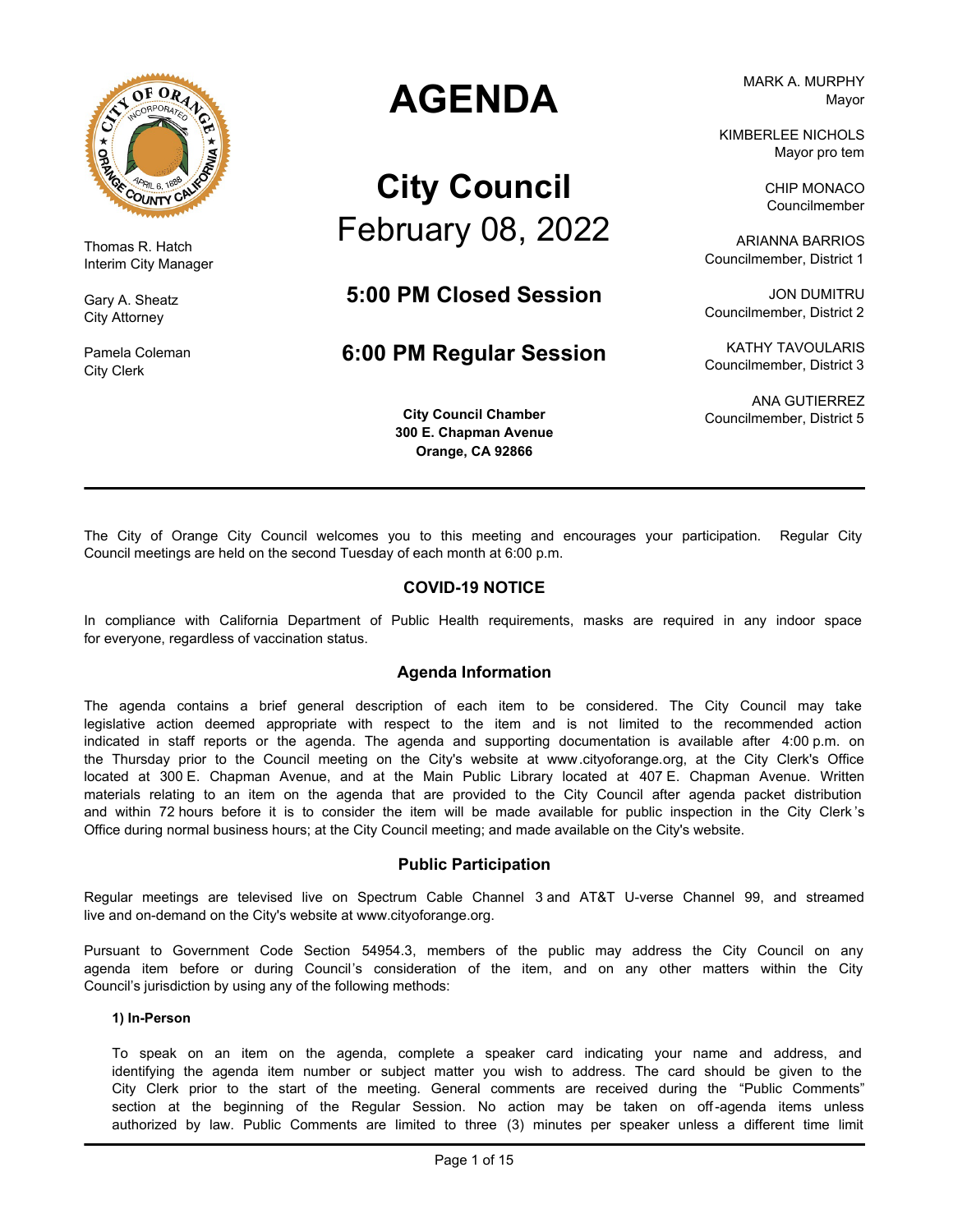# AGENDA

## City Council

February 08, 2022

### 5:00 PM Closed Session

### 6:00 PM Regular Session

**City Council Chamber**
**300 E. Chapman Avenue**
**Orange, CA 92866**

Thomas R. Hatch
Interim City Manager

Gary A. Sheatz
City Attorney

Pamela Coleman
City Clerk

MARK A. MURPHY
Mayor

KIMBERLEE NICHOLS
Mayor pro tem

CHIP MONACO
Councilmember

ARIANNA BARRIOS
Councilmember, District 1

JON DUMITRU
Councilmember, District 2

KATHY TAVOULARIS
Councilmember, District 3

ANA GUTIERREZ
Councilmember, District 5

---

The City of Orange City Council welcomes you to this meeting and encourages your participation. Regular City Council meetings are held on the second Tuesday of each month at 6:00 p.m.

### COVID-19 NOTICE

In compliance with California Department of Public Health requirements, masks are required in any indoor space for everyone, regardless of vaccination status.

### Agenda Information

The agenda contains a brief general description of each item to be considered. The City Council may take legislative action deemed appropriate with respect to the item and is not limited to the recommended action indicated in staff reports or the agenda. The agenda and supporting documentation is available after 4:00 p.m. on the Thursday prior to the Council meeting on the City's website at www.cityoforange.org, at the City Clerk's Office located at 300 E. Chapman Avenue, and at the Main Public Library located at 407 E. Chapman Avenue. Written materials relating to an item on the agenda that are provided to the City Council after agenda packet distribution and within 72 hours before it is to consider the item will be made available for public inspection in the City Clerk's Office during normal business hours; at the City Council meeting; and made available on the City's website.

### Public Participation

Regular meetings are televised live on Spectrum Cable Channel 3 and AT&T U-verse Channel 99, and streamed live and on-demand on the City's website at www.cityoforange.org.

Pursuant to Government Code Section 54954.3, members of the public may address the City Council on any agenda item before or during Council's consideration of the item, and on any other matters within the City Council's jurisdiction by using any of the following methods:

**1) In-Person**

To speak on an item on the agenda, complete a speaker card indicating your name and address, and identifying the agenda item number or subject matter you wish to address. The card should be given to the City Clerk prior to the start of the meeting. General comments are received during the "Public Comments" section at the beginning of the Regular Session. No action may be taken on off-agenda items unless authorized by law. Public Comments are limited to three (3) minutes per speaker unless a different time limit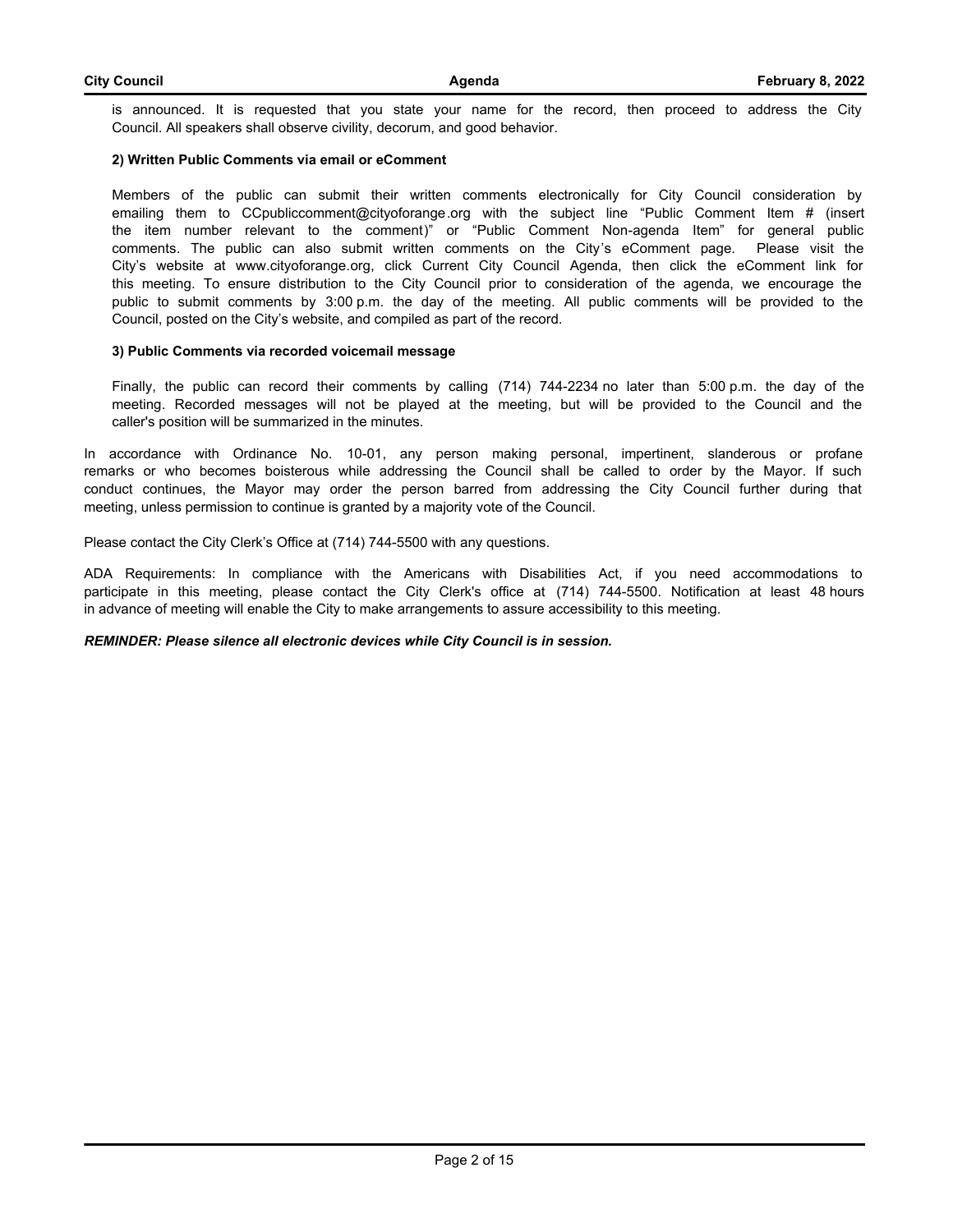is announced. It is requested that you state your name for the record, then proceed to address the City Council. All speakers shall observe civility, decorum, and good behavior.

**2) Written Public Comments via email or eComment**

Members of the public can submit their written comments electronically for City Council consideration by emailing them to CCpubliccomment@cityoforange.org with the subject line "Public Comment Item # (insert the item number relevant to the comment)" or "Public Comment Non-agenda Item" for general public comments. The public can also submit written comments on the City's eComment page. Please visit the City's website at www.cityoforange.org, click Current City Council Agenda, then click the eComment link for this meeting. To ensure distribution to the City Council prior to consideration of the agenda, we encourage the public to submit comments by 3:00 p.m. the day of the meeting. All public comments will be provided to the Council, posted on the City's website, and compiled as part of the record.

**3) Public Comments via recorded voicemail message**

Finally, the public can record their comments by calling (714) 744-2234 no later than 5:00 p.m. the day of the meeting. Recorded messages will not be played at the meeting, but will be provided to the Council and the caller's position will be summarized in the minutes.

In accordance with Ordinance No. 10-01, any person making personal, impertinent, slanderous or profane remarks or who becomes boisterous while addressing the Council shall be called to order by the Mayor. If such conduct continues, the Mayor may order the person barred from addressing the City Council further during that meeting, unless permission to continue is granted by a majority vote of the Council.

Please contact the City Clerk's Office at (714) 744-5500 with any questions.

ADA Requirements: In compliance with the Americans with Disabilities Act, if you need accommodations to participate in this meeting, please contact the City Clerk's office at (714) 744-5500. Notification at least 48 hours in advance of meeting will enable the City to make arrangements to assure accessibility to this meeting.

***REMINDER: Please silence all electronic devices while City Council is in session.***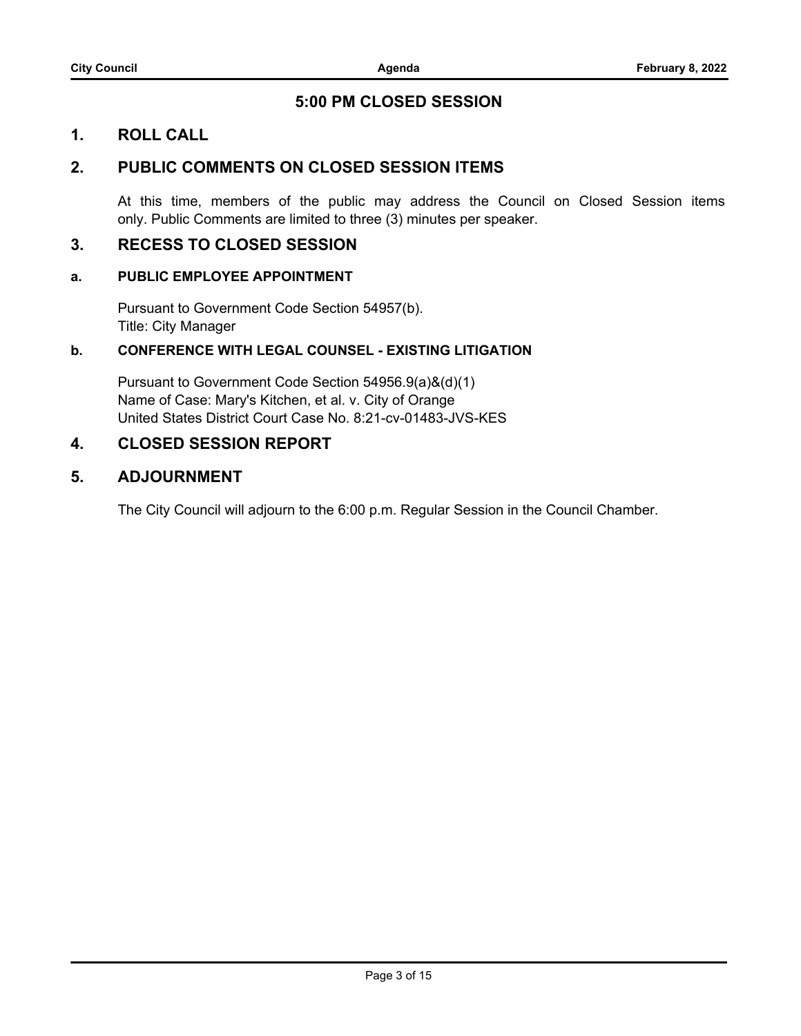## 5:00 PM CLOSED SESSION

## 1. ROLL CALL

## 2. PUBLIC COMMENTS ON CLOSED SESSION ITEMS

At this time, members of the public may address the Council on Closed Session items only. Public Comments are limited to three (3) minutes per speaker.

## 3. RECESS TO CLOSED SESSION

### a. PUBLIC EMPLOYEE APPOINTMENT

Pursuant to Government Code Section 54957(b).
Title: City Manager

### b. CONFERENCE WITH LEGAL COUNSEL - EXISTING LITIGATION

Pursuant to Government Code Section 54956.9(a)&(d)(1)
Name of Case: Mary's Kitchen, et al. v. City of Orange
United States District Court Case No. 8:21-cv-01483-JVS-KES

## 4. CLOSED SESSION REPORT

## 5. ADJOURNMENT

The City Council will adjourn to the 6:00 p.m. Regular Session in the Council Chamber.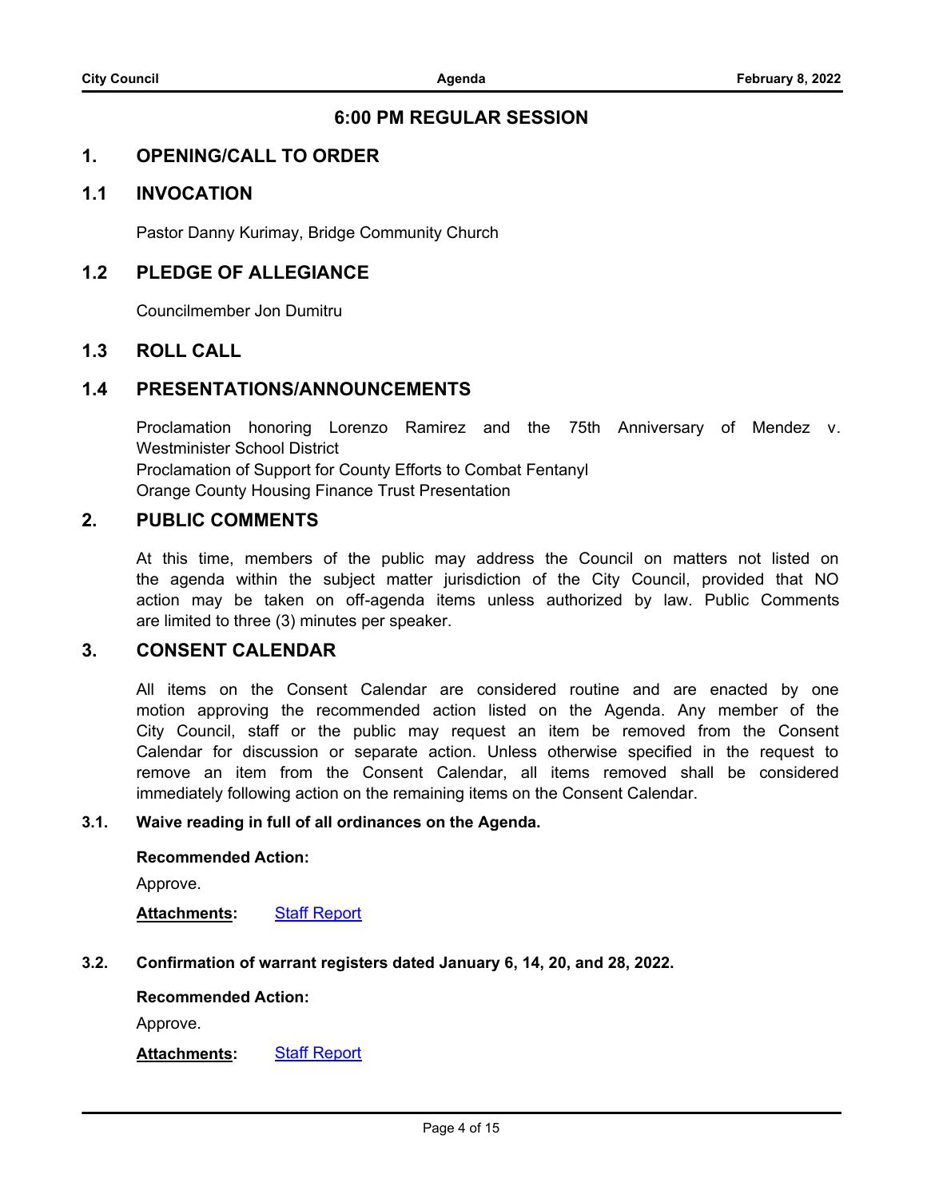## 6:00 PM REGULAR SESSION

## 1. OPENING/CALL TO ORDER

### 1.1 INVOCATION

Pastor Danny Kurimay, Bridge Community Church

### 1.2 PLEDGE OF ALLEGIANCE

Councilmember Jon Dumitru

### 1.3 ROLL CALL

### 1.4 PRESENTATIONS/ANNOUNCEMENTS

Proclamation honoring Lorenzo Ramirez and the 75th Anniversary of Mendez v. Westminister School District

Proclamation of Support for County Efforts to Combat Fentanyl

Orange County Housing Finance Trust Presentation

## 2. PUBLIC COMMENTS

At this time, members of the public may address the Council on matters not listed on the agenda within the subject matter jurisdiction of the City Council, provided that NO action may be taken on off-agenda items unless authorized by law. Public Comments are limited to three (3) minutes per speaker.

## 3. CONSENT CALENDAR

All items on the Consent Calendar are considered routine and are enacted by one motion approving the recommended action listed on the Agenda. Any member of the City Council, staff or the public may request an item be removed from the Consent Calendar for discussion or separate action. Unless otherwise specified in the request to remove an item from the Consent Calendar, all items removed shall be considered immediately following action on the remaining items on the Consent Calendar.

**3.1. Waive reading in full of all ordinances on the Agenda.**

**Recommended Action:**

Approve.

**Attachments:** Staff Report

**3.2. Confirmation of warrant registers dated January 6, 14, 20, and 28, 2022.**

**Recommended Action:**

Approve.

**Attachments:** Staff Report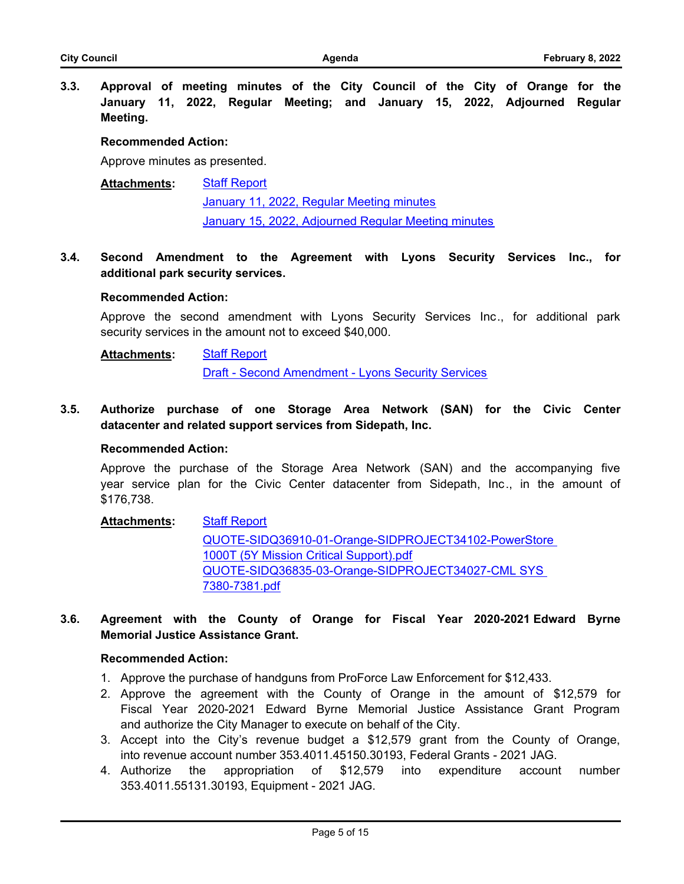**3.3. Approval of meeting minutes of the City Council of the City of Orange for the January 11, 2022, Regular Meeting; and January 15, 2022, Adjourned Regular Meeting.**

**Recommended Action:**

Approve minutes as presented.

**Attachments:** Staff Report
January 11, 2022, Regular Meeting minutes
January 15, 2022, Adjourned Regular Meeting minutes

**3.4. Second Amendment to the Agreement with Lyons Security Services Inc., for additional park security services.**

**Recommended Action:**

Approve the second amendment with Lyons Security Services Inc., for additional park security services in the amount not to exceed $40,000.

**Attachments:** Staff Report
Draft - Second Amendment - Lyons Security Services

**3.5. Authorize purchase of one Storage Area Network (SAN) for the Civic Center datacenter and related support services from Sidepath, Inc.**

**Recommended Action:**

Approve the purchase of the Storage Area Network (SAN) and the accompanying five year service plan for the Civic Center datacenter from Sidepath, Inc., in the amount of $176,738.

**Attachments:** Staff Report
QUOTE-SIDQ36910-01-Orange-SIDPROJECT34102-PowerStore 1000T (5Y Mission Critical Support).pdf
QUOTE-SIDQ36835-03-Orange-SIDPROJECT34027-CML SYS 7380-7381.pdf

**3.6. Agreement with the County of Orange for Fiscal Year 2020-2021 Edward Byrne Memorial Justice Assistance Grant.**

**Recommended Action:**

1. Approve the purchase of handguns from ProForce Law Enforcement for $12,433.
2. Approve the agreement with the County of Orange in the amount of $12,579 for Fiscal Year 2020-2021 Edward Byrne Memorial Justice Assistance Grant Program and authorize the City Manager to execute on behalf of the City.
3. Accept into the City's revenue budget a $12,579 grant from the County of Orange, into revenue account number 353.4011.45150.30193, Federal Grants - 2021 JAG.
4. Authorize the appropriation of $12,579 into expenditure account number 353.4011.55131.30193, Equipment - 2021 JAG.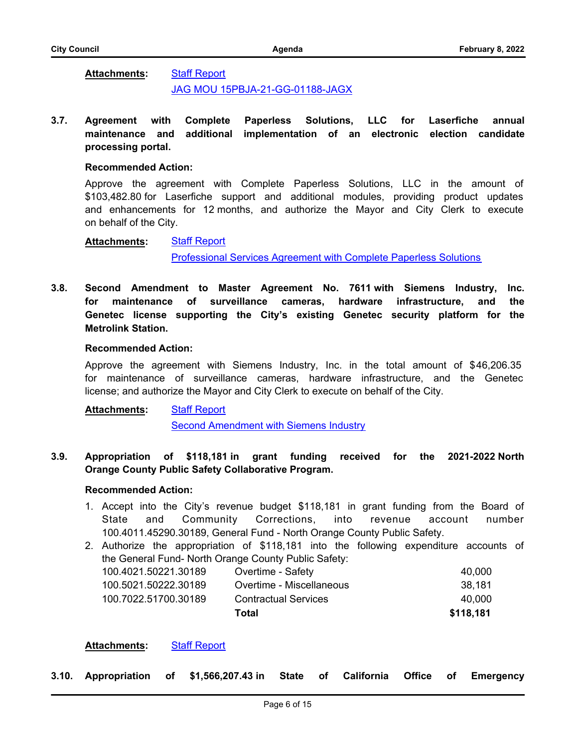**Attachments:** [Staff Report]
[JAG MOU 15PBJA-21-GG-01188-JAGX]

**3.7. Agreement with Complete Paperless Solutions, LLC for Laserfiche annual maintenance and additional implementation of an electronic election candidate processing portal.**

**Recommended Action:**

Approve the agreement with Complete Paperless Solutions, LLC in the amount of $103,482.80 for Laserfiche support and additional modules, providing product updates and enhancements for 12 months, and authorize the Mayor and City Clerk to execute on behalf of the City.

**Attachments:** [Staff Report]
[Professional Services Agreement with Complete Paperless Solutions]

**3.8. Second Amendment to Master Agreement No. 7611 with Siemens Industry, Inc. for maintenance of surveillance cameras, hardware infrastructure, and the Genetec license supporting the City's existing Genetec security platform for the Metrolink Station.**

**Recommended Action:**

Approve the agreement with Siemens Industry, Inc. in the total amount of $46,206.35 for maintenance of surveillance cameras, hardware infrastructure, and the Genetec license; and authorize the Mayor and City Clerk to execute on behalf of the City.

**Attachments:** [Staff Report]
[Second Amendment with Siemens Industry]

**3.9. Appropriation of $118,181 in grant funding received for the 2021-2022 North Orange County Public Safety Collaborative Program.**

**Recommended Action:**

1. Accept into the City's revenue budget $118,181 in grant funding from the Board of State and Community Corrections, into revenue account number 100.4011.45290.30189, General Fund - North Orange County Public Safety.
2. Authorize the appropriation of $118,181 into the following expenditure accounts of the General Fund- North Orange County Public Safety:

| | | |
|---|---|---|
| 100.4021.50221.30189 | Overtime - Safety | 40,000 |
| 100.5021.50222.30189 | Overtime - Miscellaneous | 38,181 |
| 100.7022.51700.30189 | Contractual Services | 40,000 |
| | **Total** | **$118,181** |

**Attachments:** [Staff Report]

**3.10. Appropriation of $1,566,207.43 in State of California Office of Emergency**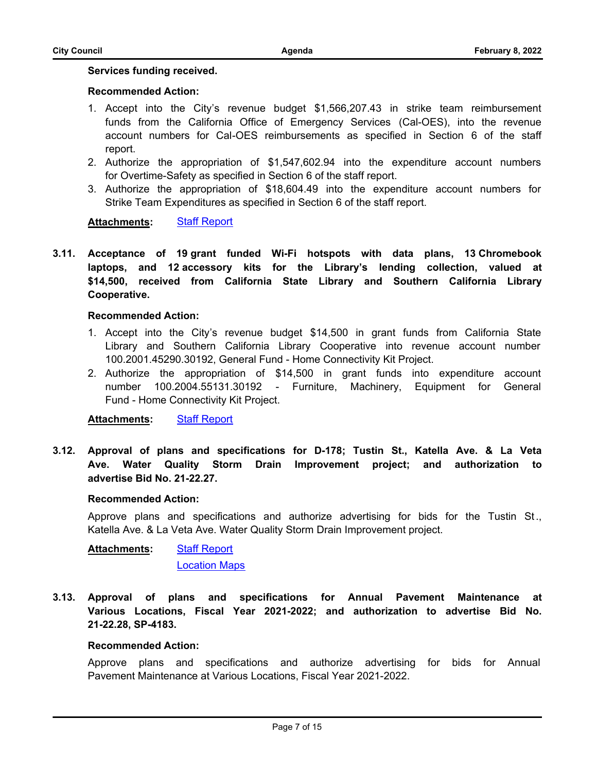**Services funding received.**

**Recommended Action:**

1. Accept into the City's revenue budget $1,566,207.43 in strike team reimbursement funds from the California Office of Emergency Services (Cal-OES), into the revenue account numbers for Cal-OES reimbursements as specified in Section 6 of the staff report.
2. Authorize the appropriation of $1,547,602.94 into the expenditure account numbers for Overtime-Safety as specified in Section 6 of the staff report.
3. Authorize the appropriation of $18,604.49 into the expenditure account numbers for Strike Team Expenditures as specified in Section 6 of the staff report.

**Attachments:** Staff Report

**3.11. Acceptance of 19 grant funded Wi-Fi hotspots with data plans, 13 Chromebook laptops, and 12 accessory kits for the Library's lending collection, valued at $14,500, received from California State Library and Southern California Library Cooperative.**

**Recommended Action:**

1. Accept into the City's revenue budget $14,500 in grant funds from California State Library and Southern California Library Cooperative into revenue account number 100.2001.45290.30192, General Fund - Home Connectivity Kit Project.
2. Authorize the appropriation of $14,500 in grant funds into expenditure account number 100.2004.55131.30192 - Furniture, Machinery, Equipment for General Fund - Home Connectivity Kit Project.

**Attachments:** Staff Report

**3.12. Approval of plans and specifications for D-178; Tustin St., Katella Ave. & La Veta Ave. Water Quality Storm Drain Improvement project; and authorization to advertise Bid No. 21-22.27.**

**Recommended Action:**

Approve plans and specifications and authorize advertising for bids for the Tustin St., Katella Ave. & La Veta Ave. Water Quality Storm Drain Improvement project.

**Attachments:** Staff Report
Location Maps

**3.13. Approval of plans and specifications for Annual Pavement Maintenance at Various Locations, Fiscal Year 2021-2022; and authorization to advertise Bid No. 21-22.28, SP-4183.**

**Recommended Action:**

Approve plans and specifications and authorize advertising for bids for Annual Pavement Maintenance at Various Locations, Fiscal Year 2021-2022.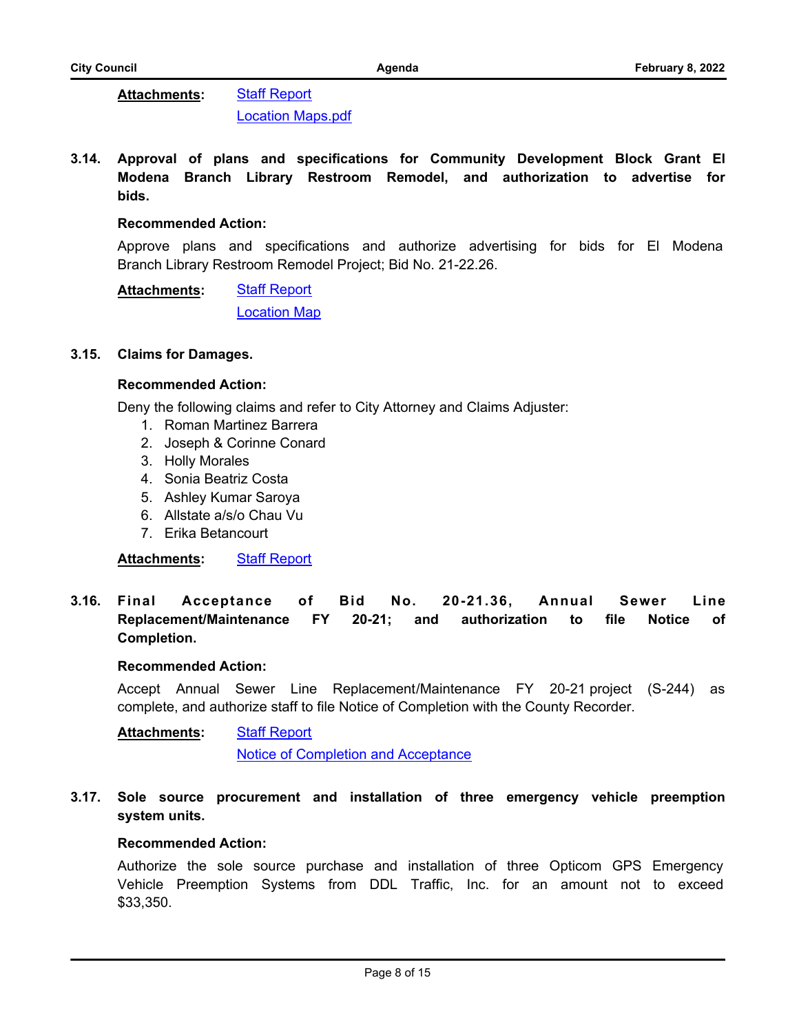**Attachments:** Staff Report
Location Maps.pdf

**3.14. Approval of plans and specifications for Community Development Block Grant El Modena Branch Library Restroom Remodel, and authorization to advertise for bids.**

**Recommended Action:**

Approve plans and specifications and authorize advertising for bids for El Modena Branch Library Restroom Remodel Project; Bid No. 21-22.26.

**Attachments:** Staff Report
Location Map

**3.15. Claims for Damages.**

**Recommended Action:**

Deny the following claims and refer to City Attorney and Claims Adjuster:

1. Roman Martinez Barrera
2. Joseph & Corinne Conard
3. Holly Morales
4. Sonia Beatriz Costa
5. Ashley Kumar Saroya
6. Allstate a/s/o Chau Vu
7. Erika Betancourt

**Attachments:** Staff Report

**3.16. Final Acceptance of Bid No. 20-21.36, Annual Sewer Line Replacement/Maintenance FY 20-21; and authorization to file Notice of Completion.**

**Recommended Action:**

Accept Annual Sewer Line Replacement/Maintenance FY 20-21 project (S-244) as complete, and authorize staff to file Notice of Completion with the County Recorder.

**Attachments:** Staff Report
Notice of Completion and Acceptance

**3.17. Sole source procurement and installation of three emergency vehicle preemption system units.**

**Recommended Action:**

Authorize the sole source purchase and installation of three Opticom GPS Emergency Vehicle Preemption Systems from DDL Traffic, Inc. for an amount not to exceed $33,350.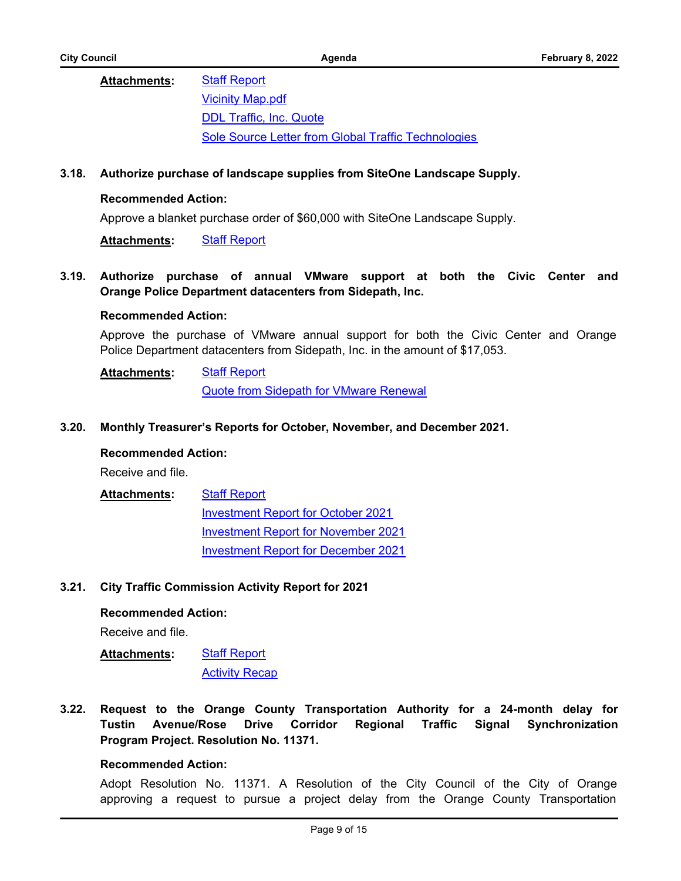**Attachments:** Staff Report
Vicinity Map.pdf
DDL Traffic, Inc. Quote
Sole Source Letter from Global Traffic Technologies

**3.18. Authorize purchase of landscape supplies from SiteOne Landscape Supply.**

**Recommended Action:**

Approve a blanket purchase order of $60,000 with SiteOne Landscape Supply.

**Attachments:** Staff Report

**3.19. Authorize purchase of annual VMware support at both the Civic Center and Orange Police Department datacenters from Sidepath, Inc.**

**Recommended Action:**

Approve the purchase of VMware annual support for both the Civic Center and Orange Police Department datacenters from Sidepath, Inc. in the amount of $17,053.

**Attachments:** Staff Report
Quote from Sidepath for VMware Renewal

**3.20. Monthly Treasurer's Reports for October, November, and December 2021.**

**Recommended Action:**

Receive and file.

**Attachments:** Staff Report
Investment Report for October 2021
Investment Report for November 2021
Investment Report for December 2021

**3.21. City Traffic Commission Activity Report for 2021**

**Recommended Action:**

Receive and file.

**Attachments:** Staff Report
Activity Recap

**3.22. Request to the Orange County Transportation Authority for a 24-month delay for Tustin Avenue/Rose Drive Corridor Regional Traffic Signal Synchronization Program Project. Resolution No. 11371.**

**Recommended Action:**

Adopt Resolution No. 11371. A Resolution of the City Council of the City of Orange approving a request to pursue a project delay from the Orange County Transportation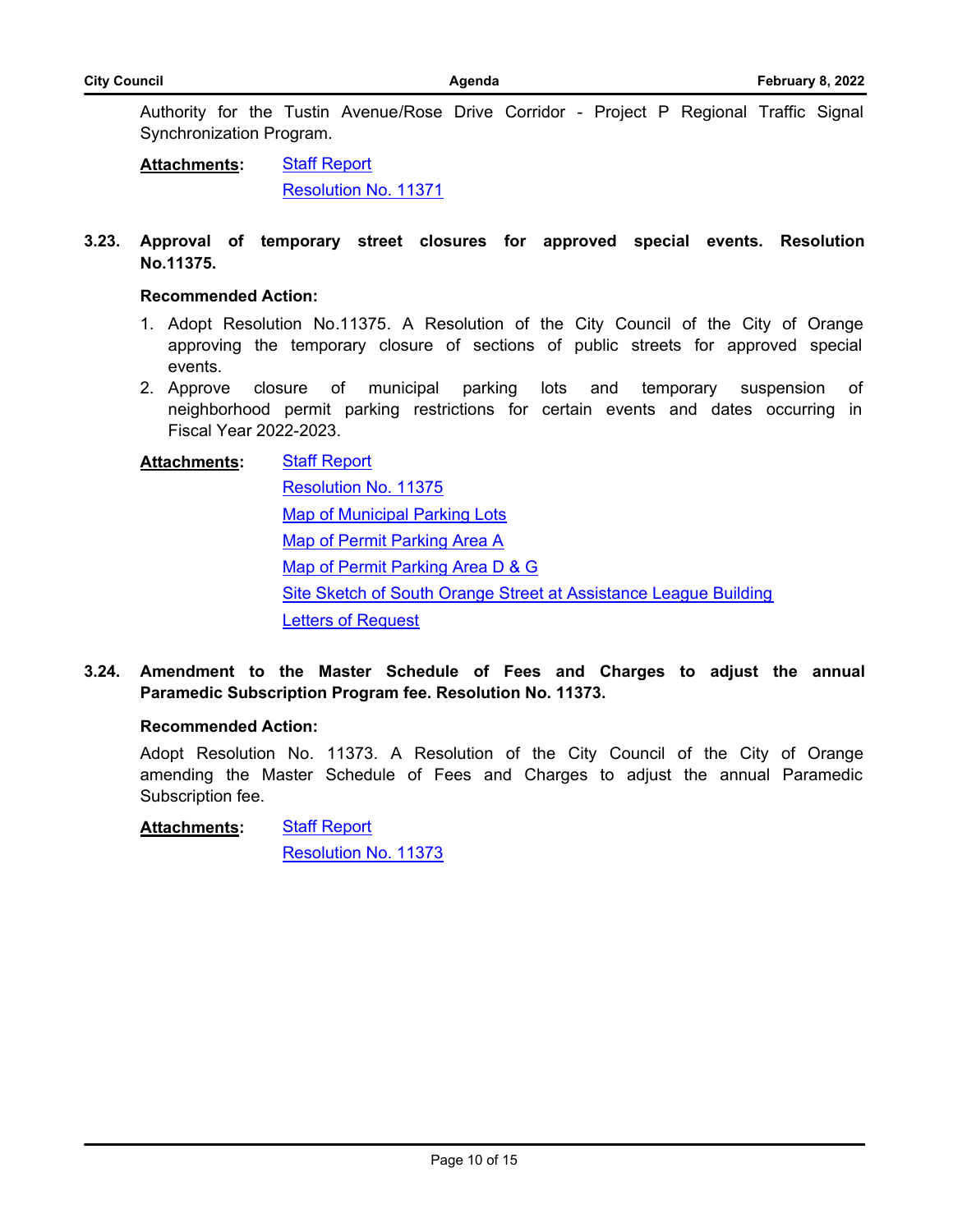Authority for the Tustin Avenue/Rose Drive Corridor - Project P Regional Traffic Signal Synchronization Program.

**Attachments:** Staff Report
Resolution No. 11371

**3.23. Approval of temporary street closures for approved special events. Resolution No.11375.**

**Recommended Action:**

1. Adopt Resolution No.11375. A Resolution of the City Council of the City of Orange approving the temporary closure of sections of public streets for approved special events.
2. Approve closure of municipal parking lots and temporary suspension of neighborhood permit parking restrictions for certain events and dates occurring in Fiscal Year 2022-2023.

**Attachments:** Staff Report
Resolution No. 11375
Map of Municipal Parking Lots
Map of Permit Parking Area A
Map of Permit Parking Area D & G
Site Sketch of South Orange Street at Assistance League Building
Letters of Request

**3.24. Amendment to the Master Schedule of Fees and Charges to adjust the annual Paramedic Subscription Program fee. Resolution No. 11373.**

**Recommended Action:**

Adopt Resolution No. 11373. A Resolution of the City Council of the City of Orange amending the Master Schedule of Fees and Charges to adjust the annual Paramedic Subscription fee.

**Attachments:** Staff Report
Resolution No. 11373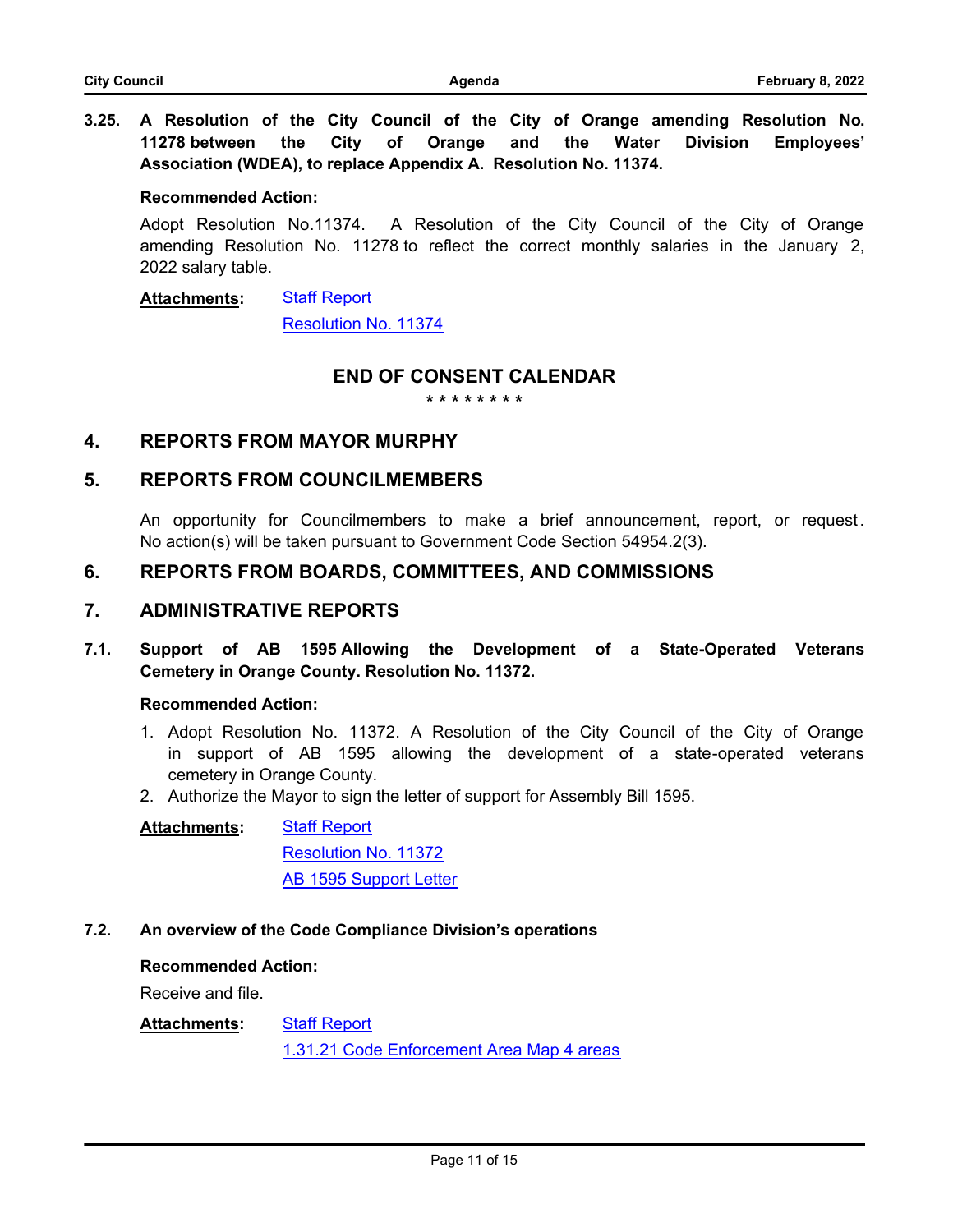**3.25. A Resolution of the City Council of the City of Orange amending Resolution No. 11278 between the City of Orange and the Water Division Employees' Association (WDEA), to replace Appendix A. Resolution No. 11374.**

**Recommended Action:**

Adopt Resolution No.11374. A Resolution of the City Council of the City of Orange amending Resolution No. 11278 to reflect the correct monthly salaries in the January 2, 2022 salary table.

**Attachments:** Staff Report
Resolution No. 11374

## END OF CONSENT CALENDAR

\* \* \* \* \* \* \* \*

## 4. REPORTS FROM MAYOR MURPHY

## 5. REPORTS FROM COUNCILMEMBERS

An opportunity for Councilmembers to make a brief announcement, report, or request. No action(s) will be taken pursuant to Government Code Section 54954.2(3).

## 6. REPORTS FROM BOARDS, COMMITTEES, AND COMMISSIONS

## 7. ADMINISTRATIVE REPORTS

**7.1. Support of AB 1595 Allowing the Development of a State-Operated Veterans Cemetery in Orange County. Resolution No. 11372.**

**Recommended Action:**

1. Adopt Resolution No. 11372. A Resolution of the City Council of the City of Orange in support of AB 1595 allowing the development of a state-operated veterans cemetery in Orange County.
2. Authorize the Mayor to sign the letter of support for Assembly Bill 1595.

**Attachments:** Staff Report
Resolution No. 11372
AB 1595 Support Letter

**7.2. An overview of the Code Compliance Division's operations**

**Recommended Action:**

Receive and file.

**Attachments:** Staff Report
1.31.21 Code Enforcement Area Map 4 areas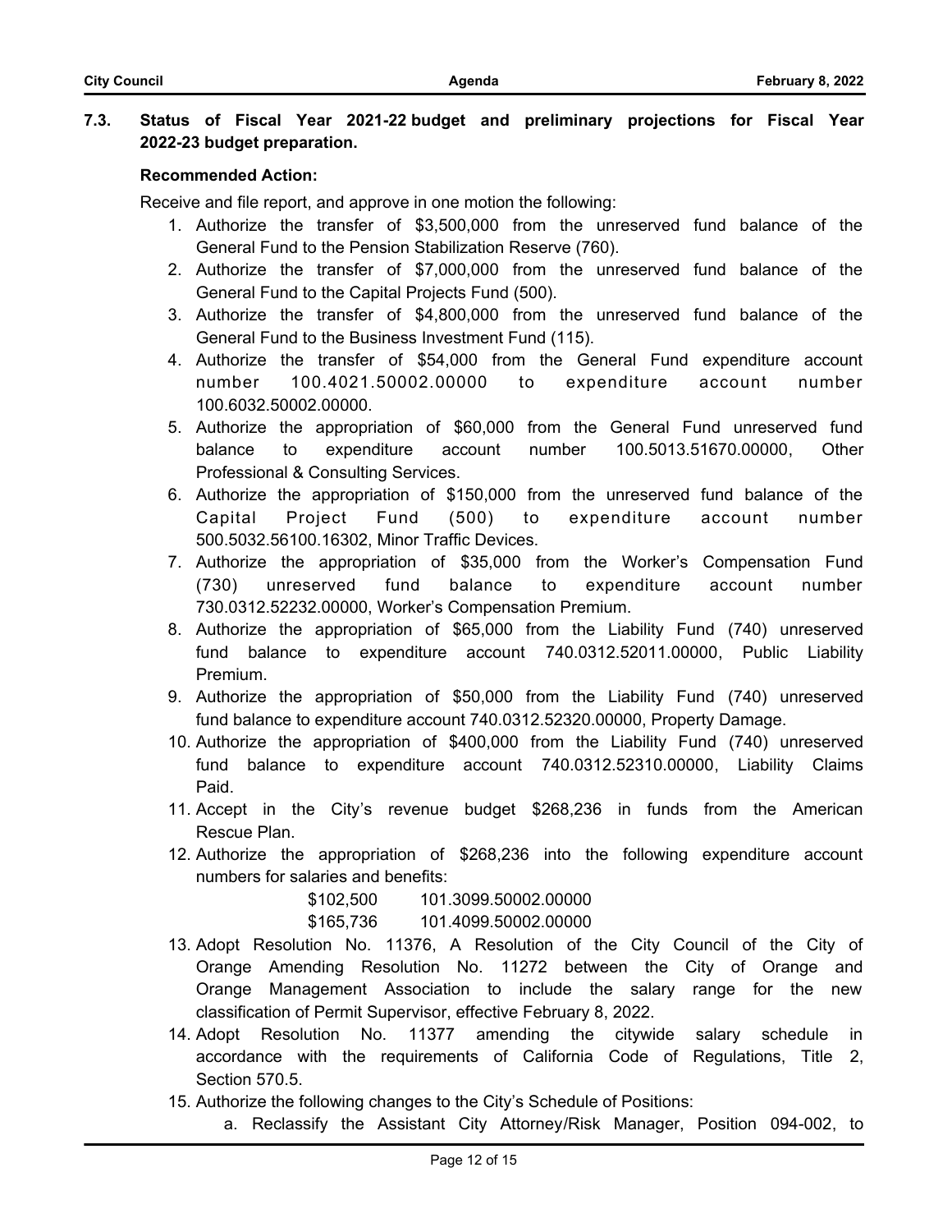**7.3. Status of Fiscal Year 2021-22 budget and preliminary projections for Fiscal Year 2022-23 budget preparation.**

**Recommended Action:**

Receive and file report, and approve in one motion the following:

1. Authorize the transfer of $3,500,000 from the unreserved fund balance of the General Fund to the Pension Stabilization Reserve (760).
2. Authorize the transfer of $7,000,000 from the unreserved fund balance of the General Fund to the Capital Projects Fund (500).
3. Authorize the transfer of $4,800,000 from the unreserved fund balance of the General Fund to the Business Investment Fund (115).
4. Authorize the transfer of $54,000 from the General Fund expenditure account number 100.4021.50002.00000 to expenditure account number 100.6032.50002.00000.
5. Authorize the appropriation of $60,000 from the General Fund unreserved fund balance to expenditure account number 100.5013.51670.00000, Other Professional & Consulting Services.
6. Authorize the appropriation of $150,000 from the unreserved fund balance of the Capital Project Fund (500) to expenditure account number 500.5032.56100.16302, Minor Traffic Devices.
7. Authorize the appropriation of $35,000 from the Worker's Compensation Fund (730) unreserved fund balance to expenditure account number 730.0312.52232.00000, Worker's Compensation Premium.
8. Authorize the appropriation of $65,000 from the Liability Fund (740) unreserved fund balance to expenditure account 740.0312.52011.00000, Public Liability Premium.
9. Authorize the appropriation of $50,000 from the Liability Fund (740) unreserved fund balance to expenditure account 740.0312.52320.00000, Property Damage.
10. Authorize the appropriation of $400,000 from the Liability Fund (740) unreserved fund balance to expenditure account 740.0312.52310.00000, Liability Claims Paid.
11. Accept in the City's revenue budget $268,236 in funds from the American Rescue Plan.
12. Authorize the appropriation of $268,236 into the following expenditure account numbers for salaries and benefits:

    $102,500 101.3099.50002.00000

    $165,736 101.4099.50002.00000
13. Adopt Resolution No. 11376, A Resolution of the City Council of the City of Orange Amending Resolution No. 11272 between the City of Orange and Orange Management Association to include the salary range for the new classification of Permit Supervisor, effective February 8, 2022.
14. Adopt Resolution No. 11377 amending the citywide salary schedule in accordance with the requirements of California Code of Regulations, Title 2, Section 570.5.
15. Authorize the following changes to the City's Schedule of Positions:
    a. Reclassify the Assistant City Attorney/Risk Manager, Position 094-002, to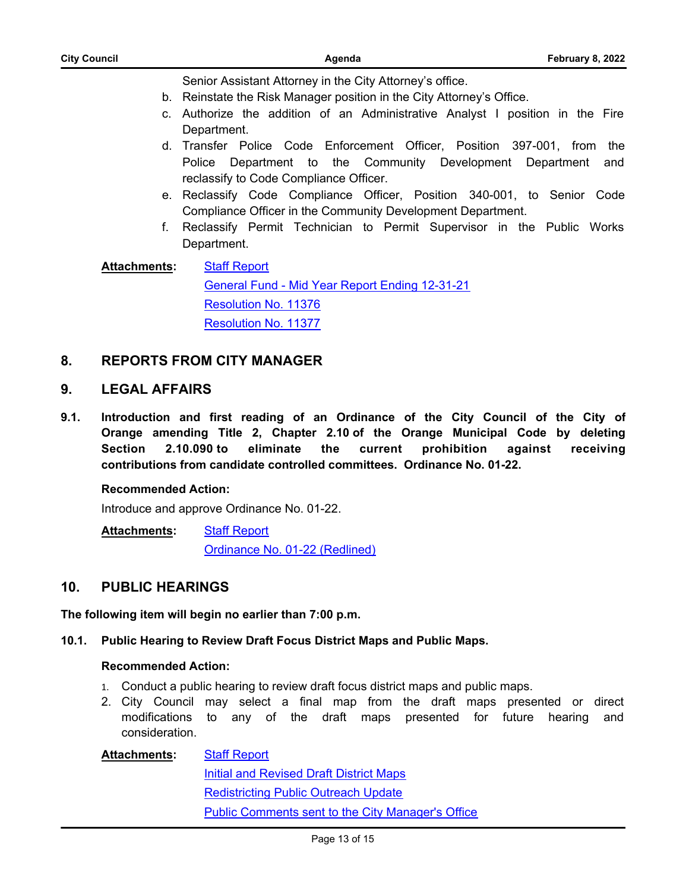Senior Assistant Attorney in the City Attorney's office.

b. Reinstate the Risk Manager position in the City Attorney's Office.

c. Authorize the addition of an Administrative Analyst I position in the Fire Department.

d. Transfer Police Code Enforcement Officer, Position 397-001, from the Police Department to the Community Development Department and reclassify to Code Compliance Officer.

e. Reclassify Code Compliance Officer, Position 340-001, to Senior Code Compliance Officer in the Community Development Department.

f. Reclassify Permit Technician to Permit Supervisor in the Public Works Department.

**Attachments:** Staff Report
General Fund - Mid Year Report Ending 12-31-21
Resolution No. 11376
Resolution No. 11377

## 8. REPORTS FROM CITY MANAGER

## 9. LEGAL AFFAIRS

**9.1. Introduction and first reading of an Ordinance of the City Council of the City of Orange amending Title 2, Chapter 2.10 of the Orange Municipal Code by deleting Section 2.10.090 to eliminate the current prohibition against receiving contributions from candidate controlled committees. Ordinance No. 01-22.**

**Recommended Action:**

Introduce and approve Ordinance No. 01-22.

**Attachments:** Staff Report
Ordinance No. 01-22 (Redlined)

## 10. PUBLIC HEARINGS

**The following item will begin no earlier than 7:00 p.m.**

**10.1. Public Hearing to Review Draft Focus District Maps and Public Maps.**

**Recommended Action:**

1. Conduct a public hearing to review draft focus district maps and public maps.
2. City Council may select a final map from the draft maps presented or direct modifications to any of the draft maps presented for future hearing and consideration.

**Attachments:** Staff Report
Initial and Revised Draft District Maps
Redistricting Public Outreach Update
Public Comments sent to the City Manager's Office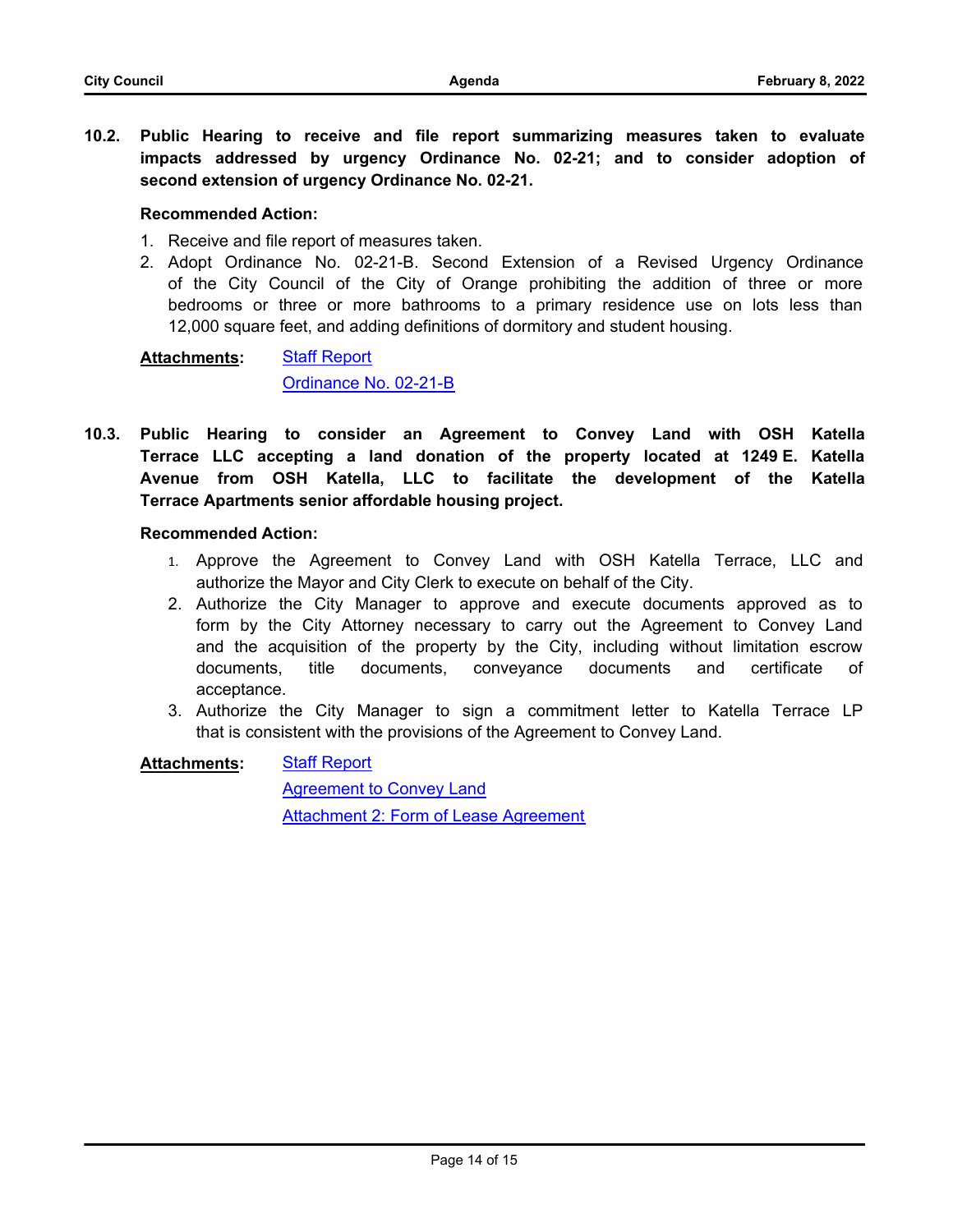**10.2. Public Hearing to receive and file report summarizing measures taken to evaluate impacts addressed by urgency Ordinance No. 02-21; and to consider adoption of second extension of urgency Ordinance No. 02-21.**

**Recommended Action:**

1. Receive and file report of measures taken.
2. Adopt Ordinance No. 02-21-B. Second Extension of a Revised Urgency Ordinance of the City Council of the City of Orange prohibiting the addition of three or more bedrooms or three or more bathrooms to a primary residence use on lots less than 12,000 square feet, and adding definitions of dormitory and student housing.

**Attachments:** Staff Report
Ordinance No. 02-21-B

**10.3. Public Hearing to consider an Agreement to Convey Land with OSH Katella Terrace LLC accepting a land donation of the property located at 1249 E. Katella Avenue from OSH Katella, LLC to facilitate the development of the Katella Terrace Apartments senior affordable housing project.**

**Recommended Action:**

1. Approve the Agreement to Convey Land with OSH Katella Terrace, LLC and authorize the Mayor and City Clerk to execute on behalf of the City.
2. Authorize the City Manager to approve and execute documents approved as to form by the City Attorney necessary to carry out the Agreement to Convey Land and the acquisition of the property by the City, including without limitation escrow documents, title documents, conveyance documents and certificate of acceptance.
3. Authorize the City Manager to sign a commitment letter to Katella Terrace LP that is consistent with the provisions of the Agreement to Convey Land.

**Attachments:** Staff Report
Agreement to Convey Land
Attachment 2: Form of Lease Agreement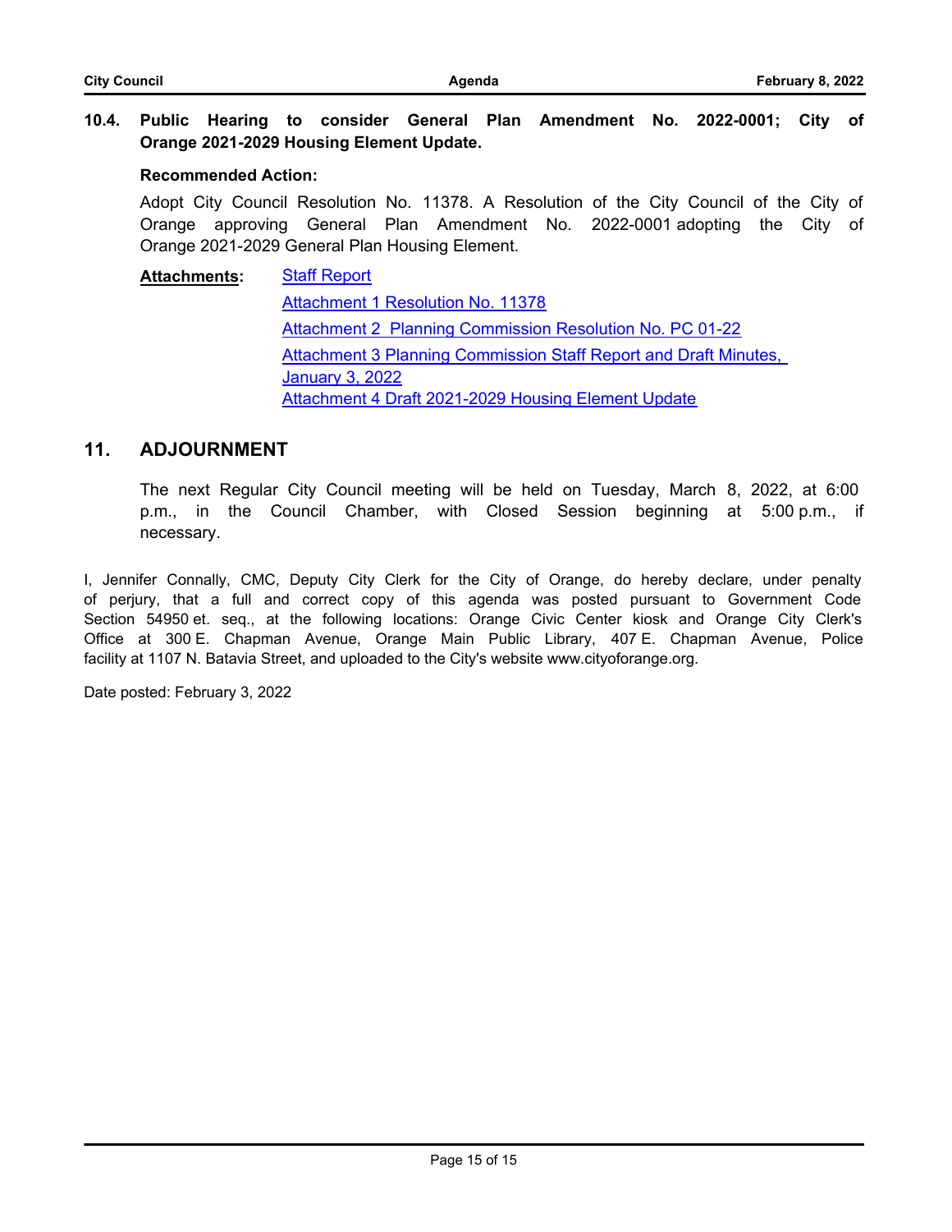**10.4. Public Hearing to consider General Plan Amendment No. 2022-0001; City of Orange 2021-2029 Housing Element Update.**

**Recommended Action:**

Adopt City Council Resolution No. 11378. A Resolution of the City Council of the City of Orange approving General Plan Amendment No. 2022-0001 adopting the City of Orange 2021-2029 General Plan Housing Element.

**Attachments:**

- Staff Report
- Attachment 1 Resolution No. 11378
- Attachment 2 Planning Commission Resolution No. PC 01-22
- Attachment 3 Planning Commission Staff Report and Draft Minutes, January 3, 2022
- Attachment 4 Draft 2021-2029 Housing Element Update

## 11. ADJOURNMENT

The next Regular City Council meeting will be held on Tuesday, March 8, 2022, at 6:00 p.m., in the Council Chamber, with Closed Session beginning at 5:00 p.m., if necessary.

I, Jennifer Connally, CMC, Deputy City Clerk for the City of Orange, do hereby declare, under penalty of perjury, that a full and correct copy of this agenda was posted pursuant to Government Code Section 54950 et. seq., at the following locations: Orange Civic Center kiosk and Orange City Clerk's Office at 300 E. Chapman Avenue, Orange Main Public Library, 407 E. Chapman Avenue, Police facility at 1107 N. Batavia Street, and uploaded to the City's website www.cityoforange.org.

Date posted: February 3, 2022